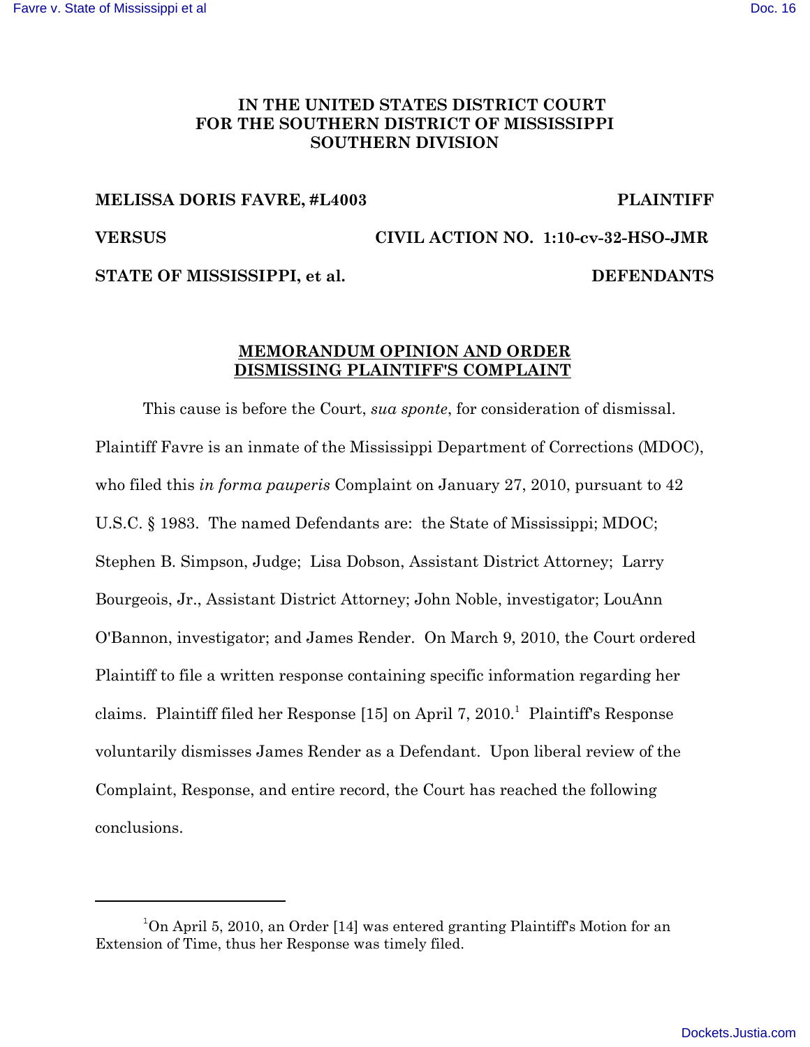**IN THE UNITED STATES DISTRICT COURT**
**FOR THE SOUTHERN DISTRICT OF MISSISSIPPI**
**SOUTHERN DIVISION**

**MELISSA DORIS FAVRE, #L4003** — **PLAINTIFF**

**VERSUS** — **CIVIL ACTION NO. 1:10-cv-32-HSO-JMR**

**STATE OF MISSISSIPPI, et al.** — **DEFENDANTS**

**MEMORANDUM OPINION AND ORDER DISMISSING PLAINTIFF'S COMPLAINT**

This cause is before the Court, *sua sponte*, for consideration of dismissal. Plaintiff Favre is an inmate of the Mississippi Department of Corrections (MDOC), who filed this *in forma pauperis* Complaint on January 27, 2010, pursuant to 42 U.S.C. § 1983. The named Defendants are: the State of Mississippi; MDOC; Stephen B. Simpson, Judge; Lisa Dobson, Assistant District Attorney; Larry Bourgeois, Jr., Assistant District Attorney; John Noble, investigator; LouAnn O'Bannon, investigator; and James Render. On March 9, 2010, the Court ordered Plaintiff to file a written response containing specific information regarding her claims. Plaintiff filed her Response [15] on April 7, 2010.[1] Plaintiff's Response voluntarily dismisses James Render as a Defendant. Upon liberal review of the Complaint, Response, and entire record, the Court has reached the following conclusions.

---

[1] On April 5, 2010, an Order [14] was entered granting Plaintiff's Motion for an Extension of Time, thus her Response was timely filed.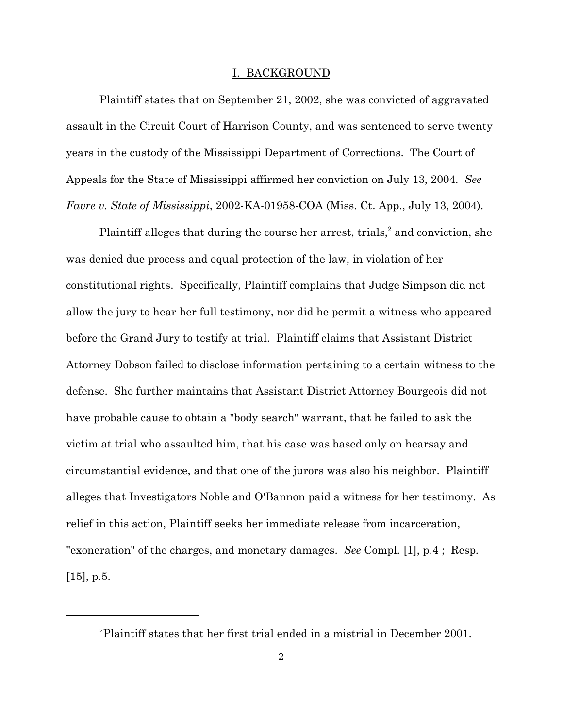## I. BACKGROUND

Plaintiff states that on September 21, 2002, she was convicted of aggravated assault in the Circuit Court of Harrison County, and was sentenced to serve twenty years in the custody of the Mississippi Department of Corrections. The Court of Appeals for the State of Mississippi affirmed her conviction on July 13, 2004. *See Favre v. State of Mississippi*, 2002-KA-01958-COA (Miss. Ct. App., July 13, 2004).

Plaintiff alleges that during the course her arrest, trials,[2] and conviction, she was denied due process and equal protection of the law, in violation of her constitutional rights. Specifically, Plaintiff complains that Judge Simpson did not allow the jury to hear her full testimony, nor did he permit a witness who appeared before the Grand Jury to testify at trial. Plaintiff claims that Assistant District Attorney Dobson failed to disclose information pertaining to a certain witness to the defense. She further maintains that Assistant District Attorney Bourgeois did not have probable cause to obtain a "body search" warrant, that he failed to ask the victim at trial who assaulted him, that his case was based only on hearsay and circumstantial evidence, and that one of the jurors was also his neighbor. Plaintiff alleges that Investigators Noble and O'Bannon paid a witness for her testimony. As relief in this action, Plaintiff seeks her immediate release from incarceration, "exoneration" of the charges, and monetary damages. *See* Compl. [1], p.4 ; Resp. [15], p.5.

---

[2] Plaintiff states that her first trial ended in a mistrial in December 2001.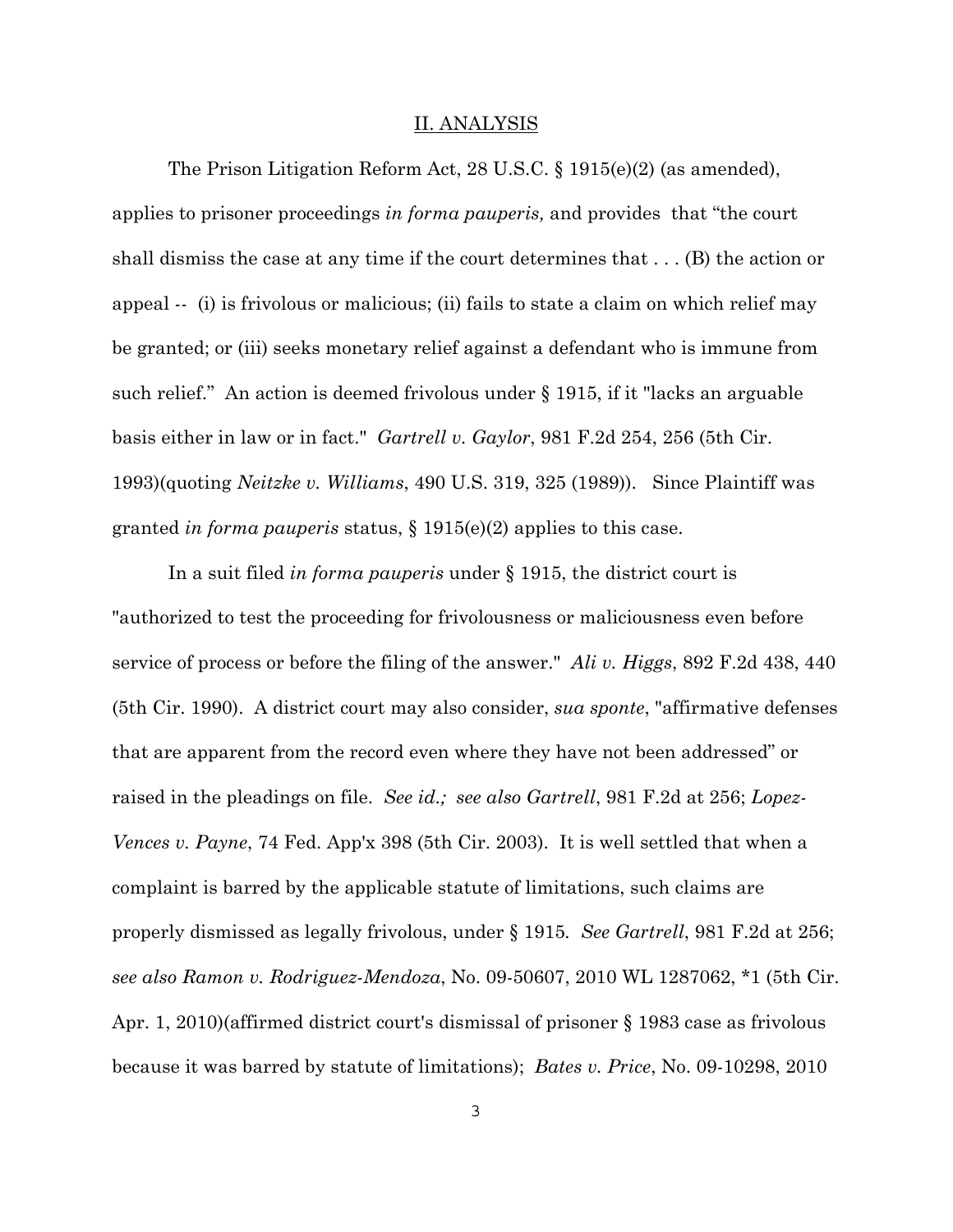## II. ANALYSIS

The Prison Litigation Reform Act, 28 U.S.C. § 1915(e)(2) (as amended), applies to prisoner proceedings *in forma pauperis,* and provides that "the court shall dismiss the case at any time if the court determines that . . . (B) the action or appeal -- (i) is frivolous or malicious; (ii) fails to state a claim on which relief may be granted; or (iii) seeks monetary relief against a defendant who is immune from such relief." An action is deemed frivolous under § 1915, if it "lacks an arguable basis either in law or in fact." *Gartrell v. Gaylor*, 981 F.2d 254, 256 (5th Cir. 1993)(quoting *Neitzke v. Williams*, 490 U.S. 319, 325 (1989)). Since Plaintiff was granted *in forma pauperis* status, § 1915(e)(2) applies to this case.

In a suit filed *in forma pauperis* under § 1915, the district court is "authorized to test the proceeding for frivolousness or maliciousness even before service of process or before the filing of the answer." *Ali v. Higgs*, 892 F.2d 438, 440 (5th Cir. 1990). A district court may also consider, *sua sponte*, "affirmative defenses that are apparent from the record even where they have not been addressed" or raised in the pleadings on file. *See id.; see also Gartrell*, 981 F.2d at 256; *Lopez-Vences v. Payne*, 74 Fed. App'x 398 (5th Cir. 2003). It is well settled that when a complaint is barred by the applicable statute of limitations, such claims are properly dismissed as legally frivolous, under § 1915. *See Gartrell*, 981 F.2d at 256; *see also Ramon v. Rodriguez-Mendoza*, No. 09-50607, 2010 WL 1287062, *1 (5th Cir. Apr. 1, 2010)(affirmed district court's dismissal of prisoner § 1983 case as frivolous because it was barred by statute of limitations); *Bates v. Price*, No. 09-10298, 2010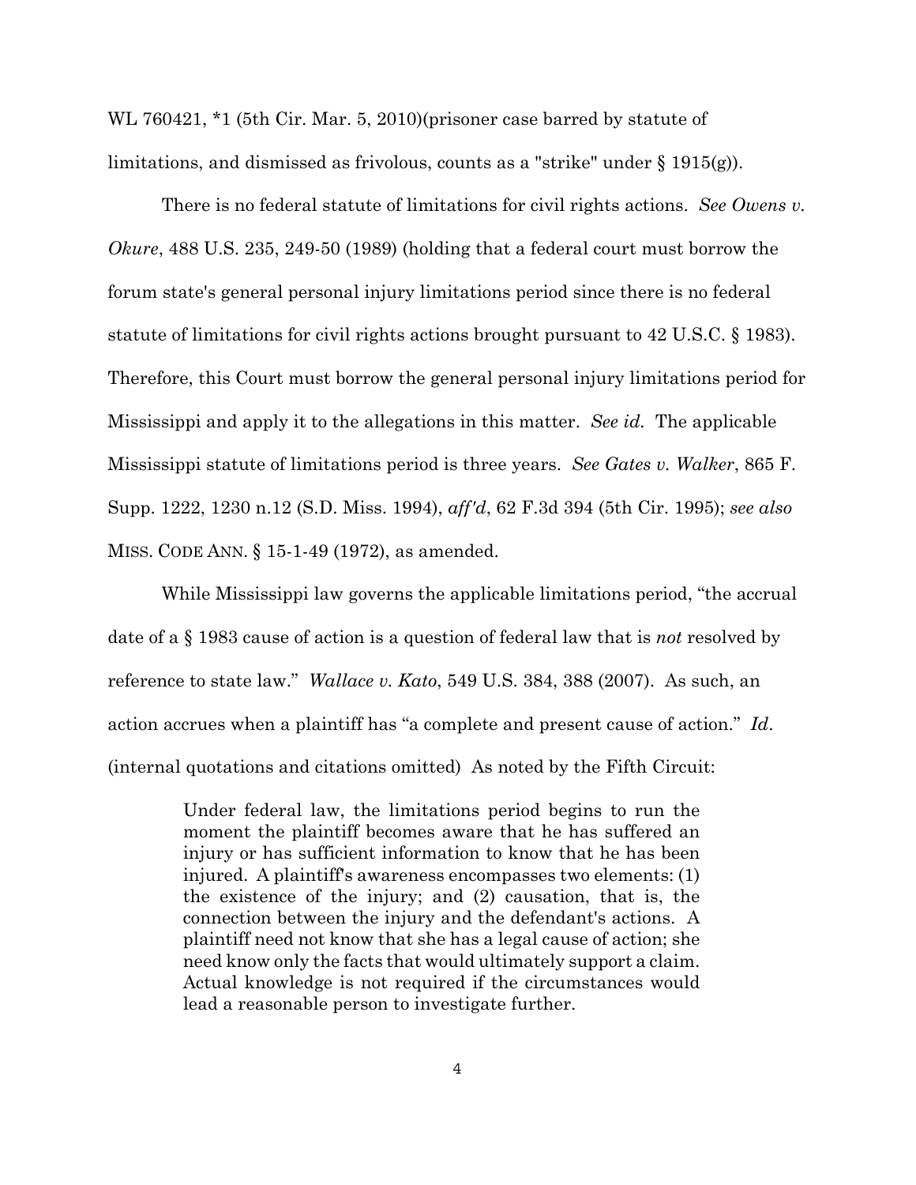WL 760421, *1 (5th Cir. Mar. 5, 2010)(prisoner case barred by statute of limitations, and dismissed as frivolous, counts as a "strike" under § 1915(g)).

There is no federal statute of limitations for civil rights actions. *See Owens v. Okure*, 488 U.S. 235, 249-50 (1989) (holding that a federal court must borrow the forum state's general personal injury limitations period since there is no federal statute of limitations for civil rights actions brought pursuant to 42 U.S.C. § 1983). Therefore, this Court must borrow the general personal injury limitations period for Mississippi and apply it to the allegations in this matter. *See id.* The applicable Mississippi statute of limitations period is three years. *See Gates v. Walker*, 865 F. Supp. 1222, 1230 n.12 (S.D. Miss. 1994), *aff'd*, 62 F.3d 394 (5th Cir. 1995); *see also* MISS. CODE ANN. § 15-1-49 (1972), as amended.

While Mississippi law governs the applicable limitations period, "the accrual date of a § 1983 cause of action is a question of federal law that is *not* resolved by reference to state law." *Wallace v. Kato*, 549 U.S. 384, 388 (2007). As such, an action accrues when a plaintiff has "a complete and present cause of action." *Id*. (internal quotations and citations omitted) As noted by the Fifth Circuit:

> Under federal law, the limitations period begins to run the moment the plaintiff becomes aware that he has suffered an injury or has sufficient information to know that he has been injured. A plaintiff's awareness encompasses two elements: (1) the existence of the injury; and (2) causation, that is, the connection between the injury and the defendant's actions. A plaintiff need not know that she has a legal cause of action; she need know only the facts that would ultimately support a claim. Actual knowledge is not required if the circumstances would lead a reasonable person to investigate further.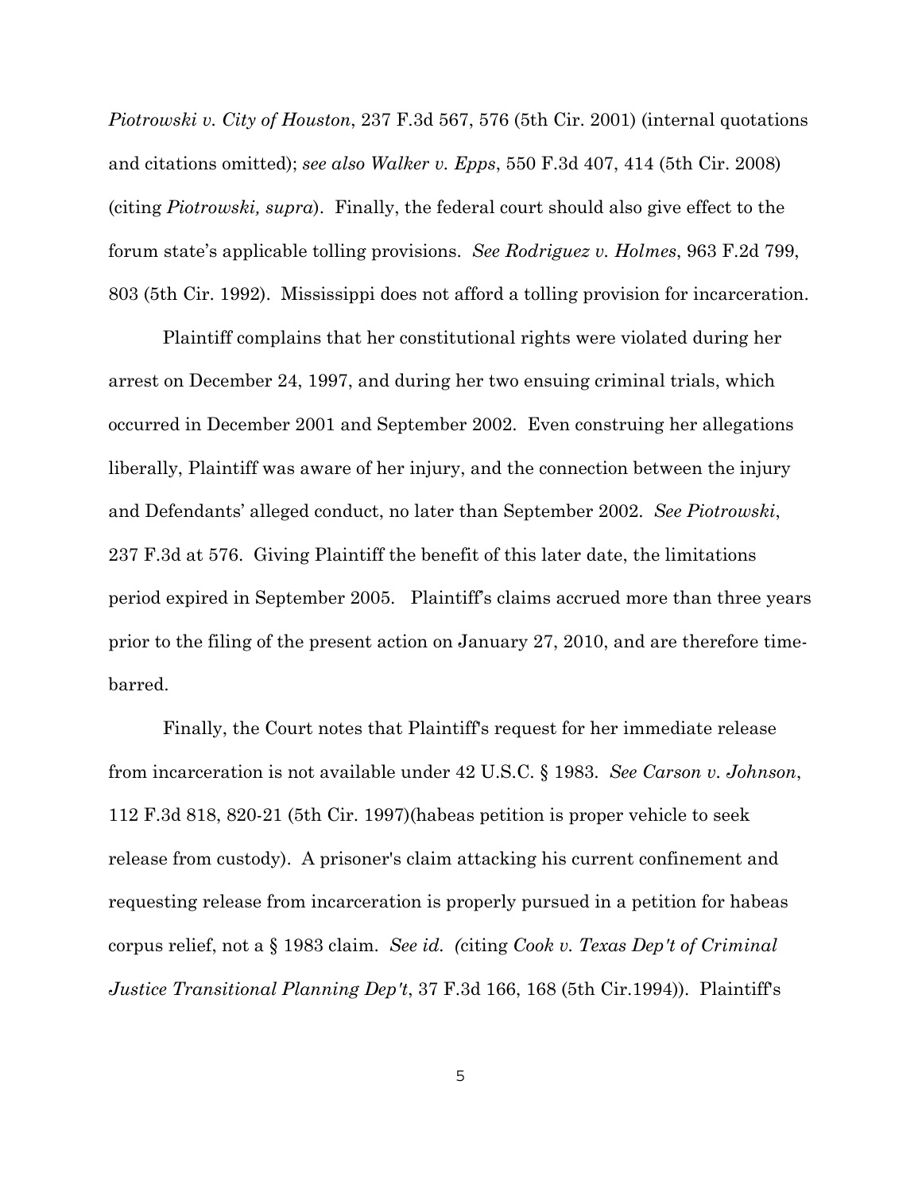*Piotrowski v. City of Houston*, 237 F.3d 567, 576 (5th Cir. 2001) (internal quotations and citations omitted); *see also Walker v. Epps*, 550 F.3d 407, 414 (5th Cir. 2008) (citing *Piotrowski, supra*). Finally, the federal court should also give effect to the forum state's applicable tolling provisions. *See Rodriguez v. Holmes*, 963 F.2d 799, 803 (5th Cir. 1992). Mississippi does not afford a tolling provision for incarceration.

Plaintiff complains that her constitutional rights were violated during her arrest on December 24, 1997, and during her two ensuing criminal trials, which occurred in December 2001 and September 2002. Even construing her allegations liberally, Plaintiff was aware of her injury, and the connection between the injury and Defendants' alleged conduct, no later than September 2002. *See Piotrowski*, 237 F.3d at 576. Giving Plaintiff the benefit of this later date, the limitations period expired in September 2005. Plaintiff's claims accrued more than three years prior to the filing of the present action on January 27, 2010, and are therefore time-barred.

Finally, the Court notes that Plaintiff's request for her immediate release from incarceration is not available under 42 U.S.C. § 1983. *See Carson v. Johnson*, 112 F.3d 818, 820-21 (5th Cir. 1997)(habeas petition is proper vehicle to seek release from custody). A prisoner's claim attacking his current confinement and requesting release from incarceration is properly pursued in a petition for habeas corpus relief, not a § 1983 claim. *See id. (*citing *Cook v. Texas Dep't of Criminal Justice Transitional Planning Dep't*, 37 F.3d 166, 168 (5th Cir.1994)). Plaintiff's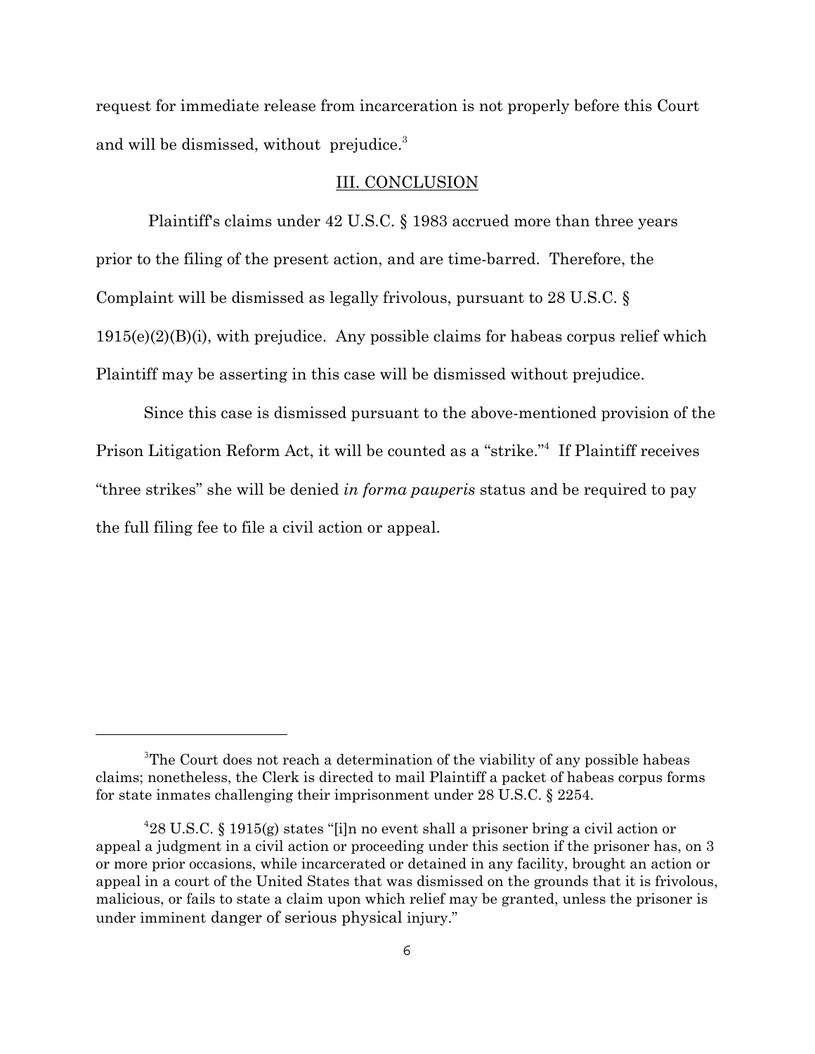request for immediate release from incarceration is not properly before this Court and will be dismissed, without prejudice.[3]

## III. CONCLUSION

Plaintiff's claims under 42 U.S.C. § 1983 accrued more than three years prior to the filing of the present action, and are time-barred. Therefore, the Complaint will be dismissed as legally frivolous, pursuant to 28 U.S.C. § 1915(e)(2)(B)(i), with prejudice. Any possible claims for habeas corpus relief which Plaintiff may be asserting in this case will be dismissed without prejudice.

Since this case is dismissed pursuant to the above-mentioned provision of the Prison Litigation Reform Act, it will be counted as a "strike."[4] If Plaintiff receives "three strikes" she will be denied *in forma pauperis* status and be required to pay the full filing fee to file a civil action or appeal.

---

[3] The Court does not reach a determination of the viability of any possible habeas claims; nonetheless, the Clerk is directed to mail Plaintiff a packet of habeas corpus forms for state inmates challenging their imprisonment under 28 U.S.C. § 2254.

[4] 28 U.S.C. § 1915(g) states "[i]n no event shall a prisoner bring a civil action or appeal a judgment in a civil action or proceeding under this section if the prisoner has, on 3 or more prior occasions, while incarcerated or detained in any facility, brought an action or appeal in a court of the United States that was dismissed on the grounds that it is frivolous, malicious, or fails to state a claim upon which relief may be granted, unless the prisoner is under imminent danger of serious physical injury."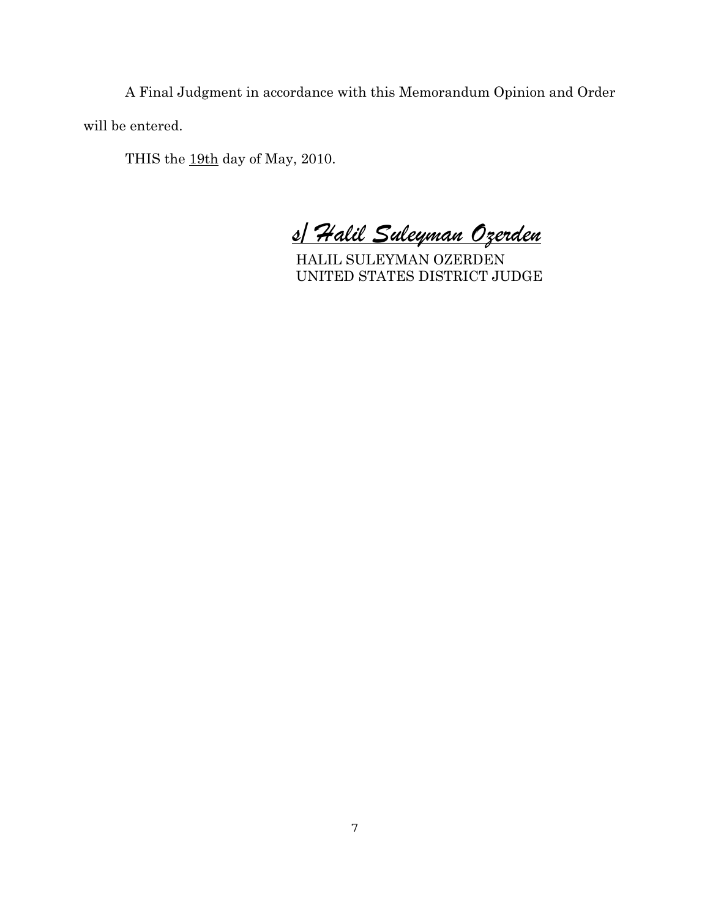A Final Judgment in accordance with this Memorandum Opinion and Order will be entered.

THIS the 19th day of May, 2010.

*s/ Halil Suleyman Ozerden*

HALIL SULEYMAN OZERDEN
UNITED STATES DISTRICT JUDGE